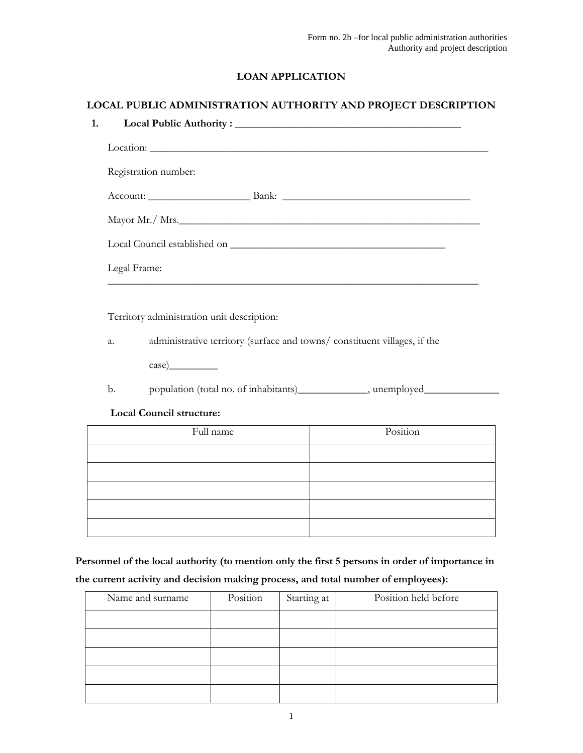Form no. 2b –for local public administration authorities
Authority and project description

# LOAN APPLICATION

## LOCAL PUBLIC ADMINISTRATION AUTHORITY AND PROJECT DESCRIPTION

1. **Local Public Authority :** ____________________________________________

Location: __________________________________________________________________

Registration number:

Account: ___________________ Bank: ___________________________________

Mayor Mr./ Mrs.____________________________________________________________

Local Council established on _________________________________________

Legal Frame:
______________________________________________________________________

Territory administration unit description:

a. administrative territory (surface and towns/ constituent villages, if the case)_________

b. population (total no. of inhabitants)_____________, unemployed______________

**Local Council structure:**

| Full name | Position |
| --- | --- |
| | |
| | |
| | |
| | |
| | |

**Personnel of the local authority (to mention only the first 5 persons in order of importance in the current activity and decision making process, and total number of employees):**

| Name and surname | Position | Starting at | Position held before |
| --- | --- | --- | --- |
| | | | |
| | | | |
| | | | |
| | | | |
| | | | |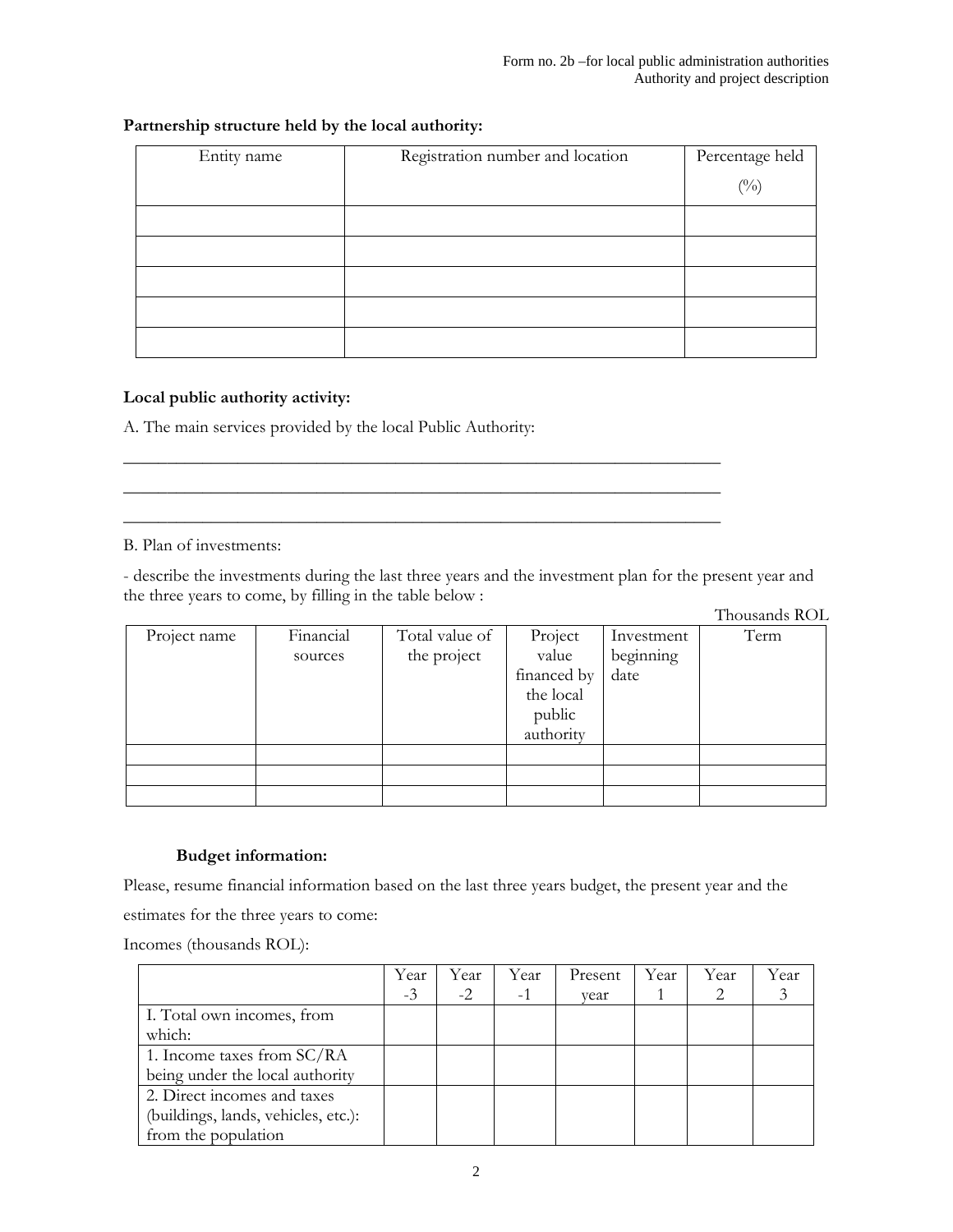**Partnership structure held by the local authority:**

| Entity name | Registration number and location | Percentage held (%) |
|---|---|---|
| | | |
| | | |
| | | |
| | | |
| | | |

**Local public authority activity:**

A. The main services provided by the local Public Authority:

\_\_\_\_\_\_\_\_\_\_\_\_\_\_\_\_\_\_\_\_\_\_\_\_\_\_\_\_\_\_\_\_\_\_\_\_\_\_\_\_\_\_\_\_\_\_\_\_\_\_\_\_\_\_\_\_\_\_\_\_\_\_\_\_\_\_\_\_\_\_\_\_

\_\_\_\_\_\_\_\_\_\_\_\_\_\_\_\_\_\_\_\_\_\_\_\_\_\_\_\_\_\_\_\_\_\_\_\_\_\_\_\_\_\_\_\_\_\_\_\_\_\_\_\_\_\_\_\_\_\_\_\_\_\_\_\_\_\_\_\_\_\_\_\_

\_\_\_\_\_\_\_\_\_\_\_\_\_\_\_\_\_\_\_\_\_\_\_\_\_\_\_\_\_\_\_\_\_\_\_\_\_\_\_\_\_\_\_\_\_\_\_\_\_\_\_\_\_\_\_\_\_\_\_\_\_\_\_\_\_\_\_\_\_\_\_\_

B. Plan of investments:

- describe the investments during the last three years and the investment plan for the present year and the three years to come, by filling in the table below :

Thousands ROL

| Project name | Financial sources | Total value of the project | Project value financed by the local public authority | Investment beginning date | Term |
|---|---|---|---|---|---|
| | | | | | |
| | | | | | |
| | | | | | |

**Budget information:**

Please, resume financial information based on the last three years budget, the present year and the estimates for the three years to come:

Incomes (thousands ROL):

| | Year -3 | Year -2 | Year -1 | Present year | Year 1 | Year 2 | Year 3 |
|---|---|---|---|---|---|---|---|
| I. Total own incomes, from which: | | | | | | | |
| 1. Income taxes from SC/RA being under the local authority | | | | | | | |
| 2. Direct incomes and taxes (buildings, lands, vehicles, etc.): from the population | | | | | | | |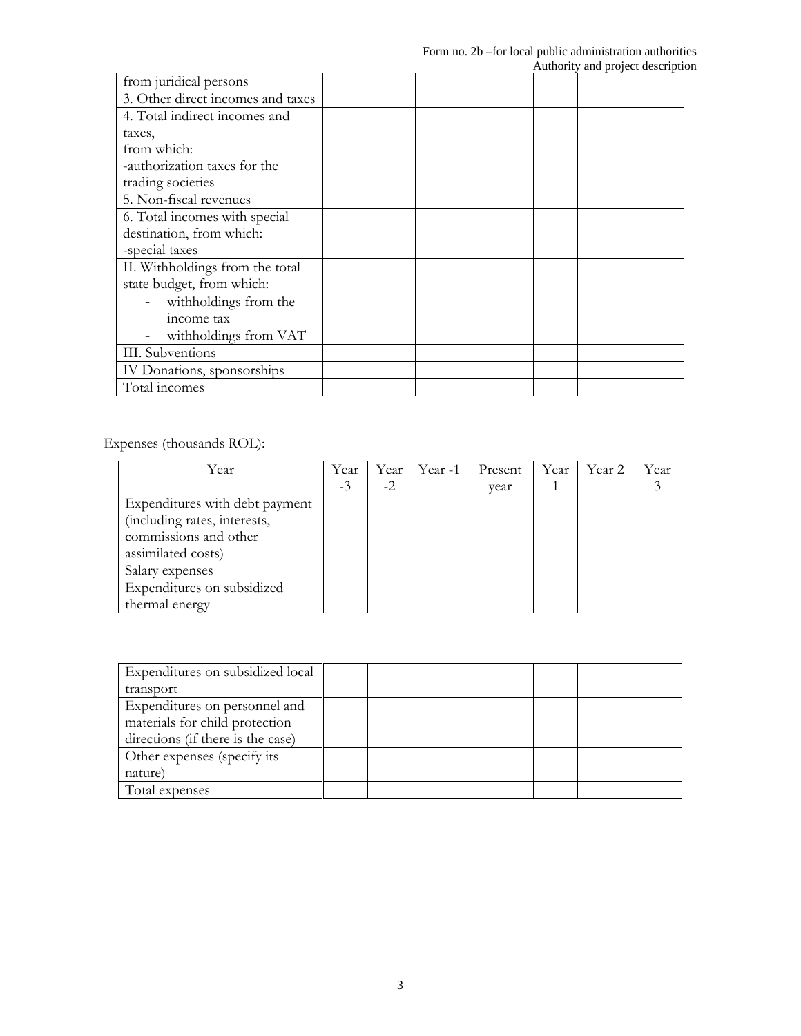| | | | | | | | |
|---|---|---|---|---|---|---|---|
| from juridical persons | | | | | | | |
| 3. Other direct incomes and taxes | | | | | | | |
| 4. Total indirect incomes and taxes,<br>from which:<br>-authorization taxes for the trading societies | | | | | | | |
| 5. Non-fiscal revenues | | | | | | | |
| 6. Total incomes with special destination, from which:<br>-special taxes | | | | | | | |
| II. Withholdings from the total state budget, from which:<br>- withholdings from the income tax<br>- withholdings from VAT | | | | | | | |
| III. Subventions | | | | | | | |
| IV Donations, sponsorships | | | | | | | |
| Total incomes | | | | | | | |

Expenses (thousands ROL):

| Year | Year -3 | Year -2 | Year -1 | Present year | Year 1 | Year 2 | Year 3 |
|---|---|---|---|---|---|---|---|
| Expenditures with debt payment (including rates, interests, commissions and other assimilated costs) | | | | | | | |
| Salary expenses | | | | | | | |
| Expenditures on subsidized thermal energy | | | | | | | |
| Expenditures on subsidized local transport | | | | | | | |
| Expenditures on personnel and materials for child protection directions (if there is the case) | | | | | | | |
| Other expenses (specify its nature) | | | | | | | |
| Total expenses | | | | | | | |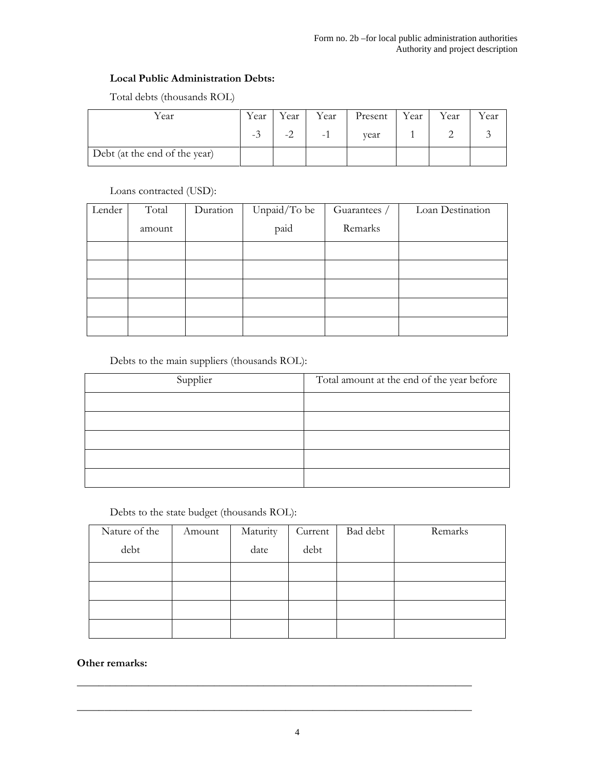**Local Public Administration Debts:**

Total debts (thousands ROL)

| Year | Year -3 | Year -2 | Year -1 | Present year | Year 1 | Year 2 | Year 3 |
|---|---|---|---|---|---|---|---|
| Debt (at the end of the year) | | | | | | | |

Loans contracted (USD):

| Lender | Total amount | Duration | Unpaid/To be paid | Guarantees / Remarks | Loan Destination |
|---|---|---|---|---|---|
| | | | | | |
| | | | | | |
| | | | | | |
| | | | | | |
| | | | | | |

Debts to the main suppliers (thousands ROL):

| Supplier | Total amount at the end of the year before |
|---|---|
| | |
| | |
| | |
| | |
| | |

Debts to the state budget (thousands ROL):

| Nature of the debt | Amount | Maturity date | Current debt | Bad debt | Remarks |
|---|---|---|---|---|---|
| | | | | | |
| | | | | | |
| | | | | | |
| | | | | | |

**Other remarks:**

\_\_\_\_\_\_\_\_\_\_\_\_\_\_\_\_\_\_\_\_\_\_\_\_\_\_\_\_\_\_\_\_\_\_\_\_\_\_\_\_\_\_\_\_\_\_\_\_\_\_\_\_\_\_\_\_\_\_\_\_\_\_\_\_\_\_\_\_\_\_

\_\_\_\_\_\_\_\_\_\_\_\_\_\_\_\_\_\_\_\_\_\_\_\_\_\_\_\_\_\_\_\_\_\_\_\_\_\_\_\_\_\_\_\_\_\_\_\_\_\_\_\_\_\_\_\_\_\_\_\_\_\_\_\_\_\_\_\_\_\_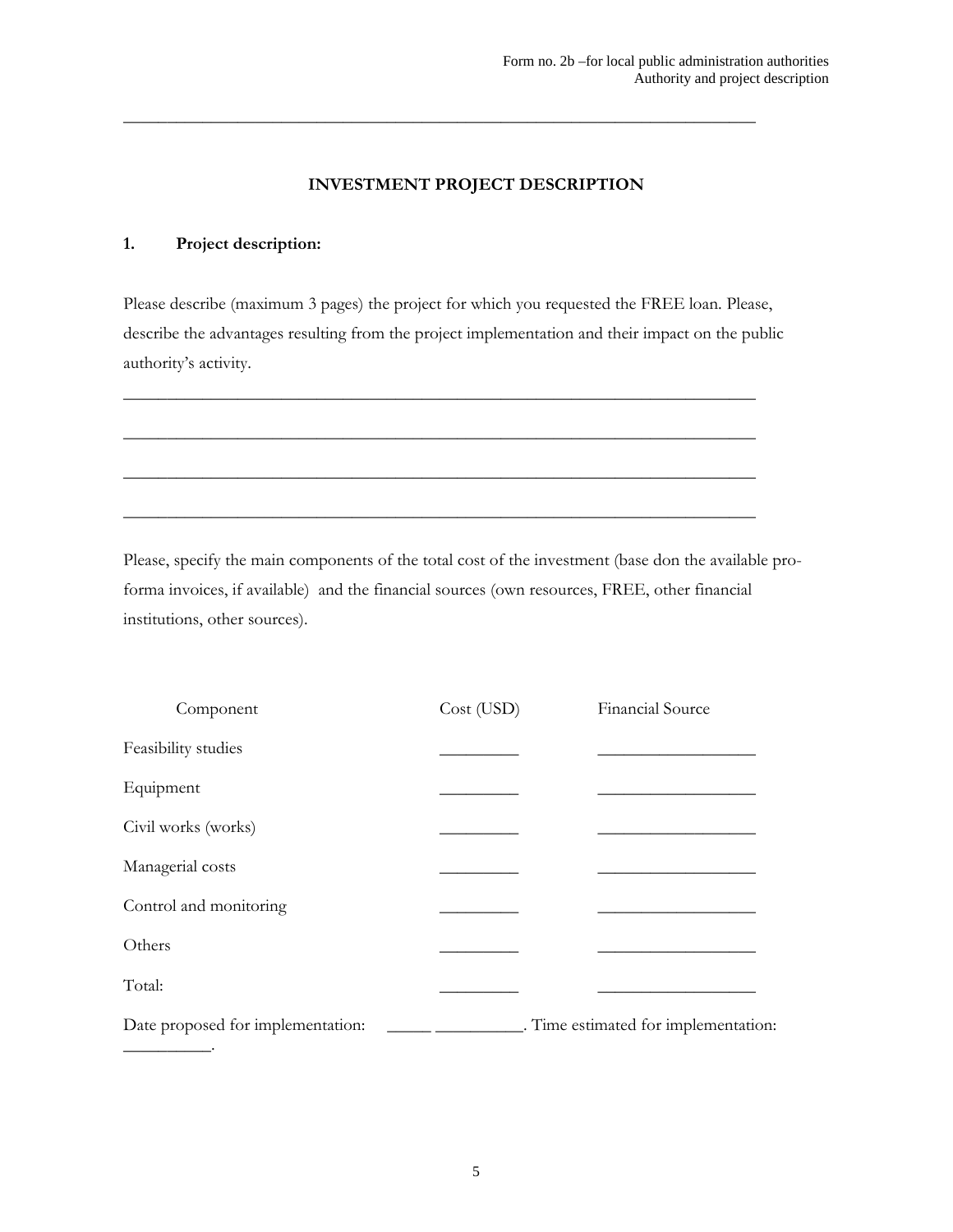## INVESTMENT PROJECT DESCRIPTION

### 1. Project description:

Please describe (maximum 3 pages) the project for which you requested the FREE loan. Please, describe the advantages resulting from the project implementation and their impact on the public authority's activity.

\_\_\_\_\_\_\_\_\_\_\_\_\_\_\_\_\_\_\_\_\_\_\_\_\_\_\_\_\_\_\_\_\_\_\_\_\_\_\_\_\_\_\_\_\_\_\_\_\_\_\_\_\_\_\_\_\_\_\_\_\_\_\_\_\_\_\_\_\_\_\_\_

\_\_\_\_\_\_\_\_\_\_\_\_\_\_\_\_\_\_\_\_\_\_\_\_\_\_\_\_\_\_\_\_\_\_\_\_\_\_\_\_\_\_\_\_\_\_\_\_\_\_\_\_\_\_\_\_\_\_\_\_\_\_\_\_\_\_\_\_\_\_\_\_

\_\_\_\_\_\_\_\_\_\_\_\_\_\_\_\_\_\_\_\_\_\_\_\_\_\_\_\_\_\_\_\_\_\_\_\_\_\_\_\_\_\_\_\_\_\_\_\_\_\_\_\_\_\_\_\_\_\_\_\_\_\_\_\_\_\_\_\_\_\_\_\_

\_\_\_\_\_\_\_\_\_\_\_\_\_\_\_\_\_\_\_\_\_\_\_\_\_\_\_\_\_\_\_\_\_\_\_\_\_\_\_\_\_\_\_\_\_\_\_\_\_\_\_\_\_\_\_\_\_\_\_\_\_\_\_\_\_\_\_\_\_\_\_\_

Please, specify the main components of the total cost of the investment (base don the available pro-forma invoices, if available) and the financial sources (own resources, FREE, other financial institutions, other sources).

| Component | Cost (USD) | Financial Source |
|---|---|---|
| Feasibility studies | \_\_\_\_\_\_\_\_\_ | \_\_\_\_\_\_\_\_\_\_\_\_\_\_\_\_\_\_ |
| Equipment | \_\_\_\_\_\_\_\_\_ | \_\_\_\_\_\_\_\_\_\_\_\_\_\_\_\_\_\_ |
| Civil works (works) | \_\_\_\_\_\_\_\_\_ | \_\_\_\_\_\_\_\_\_\_\_\_\_\_\_\_\_\_ |
| Managerial costs | \_\_\_\_\_\_\_\_\_ | \_\_\_\_\_\_\_\_\_\_\_\_\_\_\_\_\_\_ |
| Control and monitoring | \_\_\_\_\_\_\_\_\_ | \_\_\_\_\_\_\_\_\_\_\_\_\_\_\_\_\_\_ |
| Others | \_\_\_\_\_\_\_\_\_ | \_\_\_\_\_\_\_\_\_\_\_\_\_\_\_\_\_\_ |
| Total: | \_\_\_\_\_\_\_\_\_ | \_\_\_\_\_\_\_\_\_\_\_\_\_\_\_\_\_\_ |

Date proposed for implementation: \_\_\_\_\_ \_\_\_\_\_\_\_\_\_\_. Time estimated for implementation: \_\_\_\_\_\_\_\_\_\_.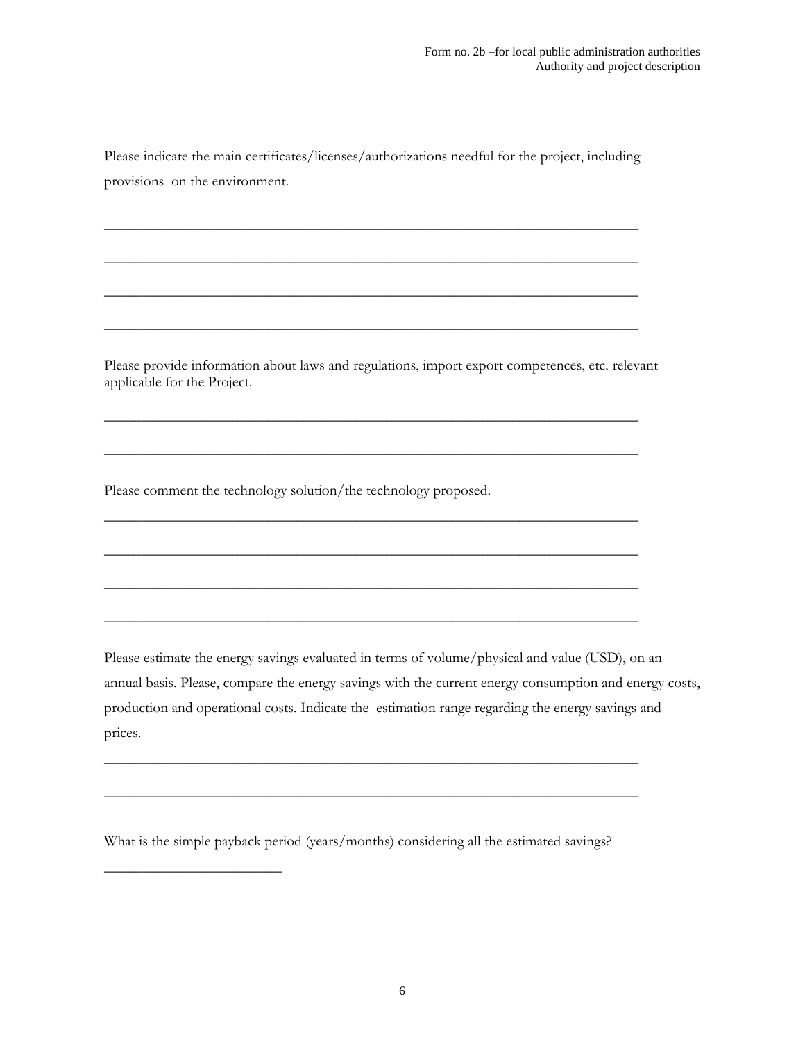Please indicate the main certificates/licenses/authorizations needful for the project, including provisions on the environment.

___________________________________________________________________________

___________________________________________________________________________

___________________________________________________________________________

___________________________________________________________________________

Please provide information about laws and regulations, import export competences, etc. relevant applicable for the Project.

___________________________________________________________________________

___________________________________________________________________________

Please comment the technology solution/the technology proposed.

___________________________________________________________________________

___________________________________________________________________________

___________________________________________________________________________

___________________________________________________________________________

Please estimate the energy savings evaluated in terms of volume/physical and value (USD), on an annual basis. Please, compare the energy savings with the current energy consumption and energy costs, production and operational costs. Indicate the estimation range regarding the energy savings and prices.

___________________________________________________________________________

___________________________________________________________________________

What is the simple payback period (years/months) considering all the estimated savings?

_________________________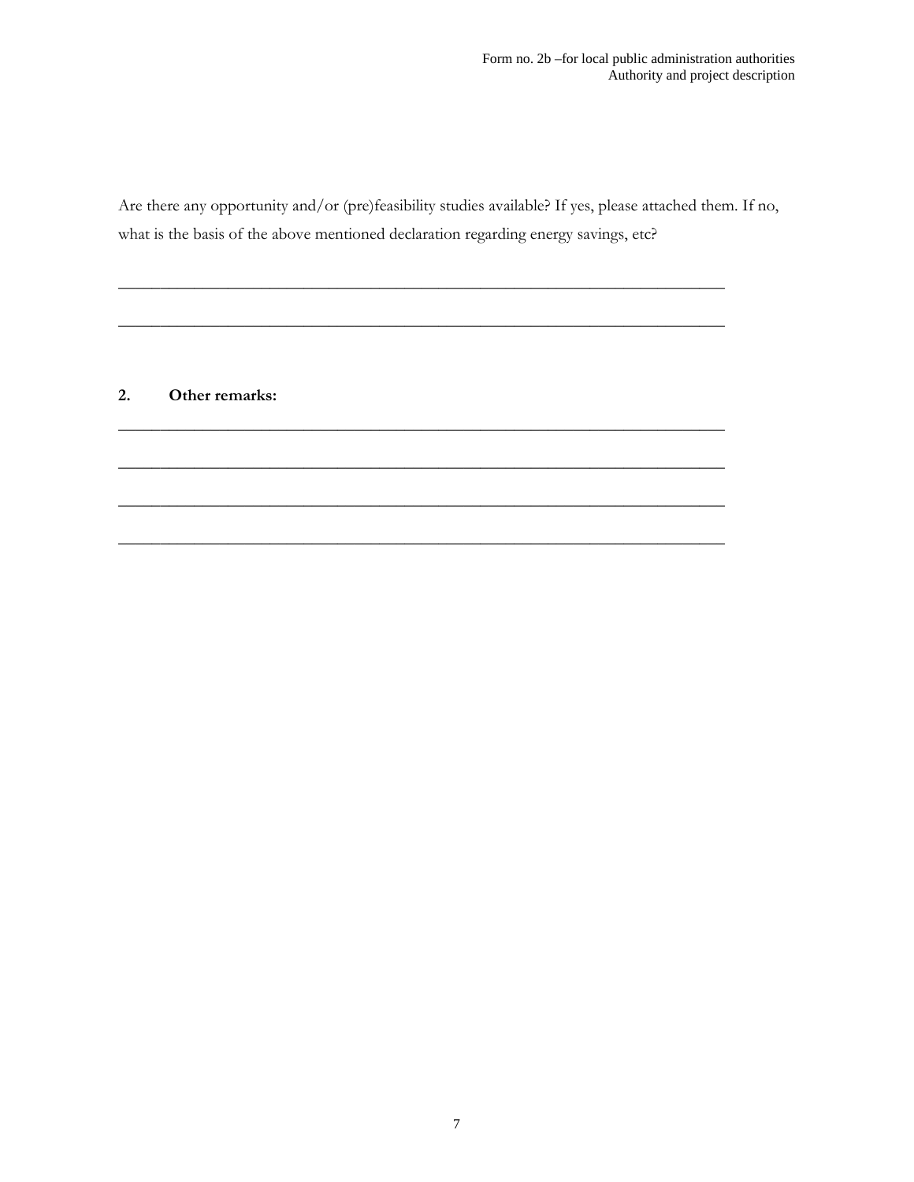Are there any opportunity and/or (pre)feasibility studies available? If yes, please attached them. If no, what is the basis of the above mentioned declaration regarding energy savings, etc?

\_\_\_\_\_\_\_\_\_\_\_\_\_\_\_\_\_\_\_\_\_\_\_\_\_\_\_\_\_\_\_\_\_\_\_\_\_\_\_\_\_\_\_\_\_\_\_\_\_\_\_\_\_\_\_\_\_\_\_\_\_\_\_\_\_\_\_\_\_\_\_\_

\_\_\_\_\_\_\_\_\_\_\_\_\_\_\_\_\_\_\_\_\_\_\_\_\_\_\_\_\_\_\_\_\_\_\_\_\_\_\_\_\_\_\_\_\_\_\_\_\_\_\_\_\_\_\_\_\_\_\_\_\_\_\_\_\_\_\_\_\_\_\_\_

**2. Other remarks:**

\_\_\_\_\_\_\_\_\_\_\_\_\_\_\_\_\_\_\_\_\_\_\_\_\_\_\_\_\_\_\_\_\_\_\_\_\_\_\_\_\_\_\_\_\_\_\_\_\_\_\_\_\_\_\_\_\_\_\_\_\_\_\_\_\_\_\_\_\_\_\_\_

\_\_\_\_\_\_\_\_\_\_\_\_\_\_\_\_\_\_\_\_\_\_\_\_\_\_\_\_\_\_\_\_\_\_\_\_\_\_\_\_\_\_\_\_\_\_\_\_\_\_\_\_\_\_\_\_\_\_\_\_\_\_\_\_\_\_\_\_\_\_\_\_

\_\_\_\_\_\_\_\_\_\_\_\_\_\_\_\_\_\_\_\_\_\_\_\_\_\_\_\_\_\_\_\_\_\_\_\_\_\_\_\_\_\_\_\_\_\_\_\_\_\_\_\_\_\_\_\_\_\_\_\_\_\_\_\_\_\_\_\_\_\_\_\_

\_\_\_\_\_\_\_\_\_\_\_\_\_\_\_\_\_\_\_\_\_\_\_\_\_\_\_\_\_\_\_\_\_\_\_\_\_\_\_\_\_\_\_\_\_\_\_\_\_\_\_\_\_\_\_\_\_\_\_\_\_\_\_\_\_\_\_\_\_\_\_\_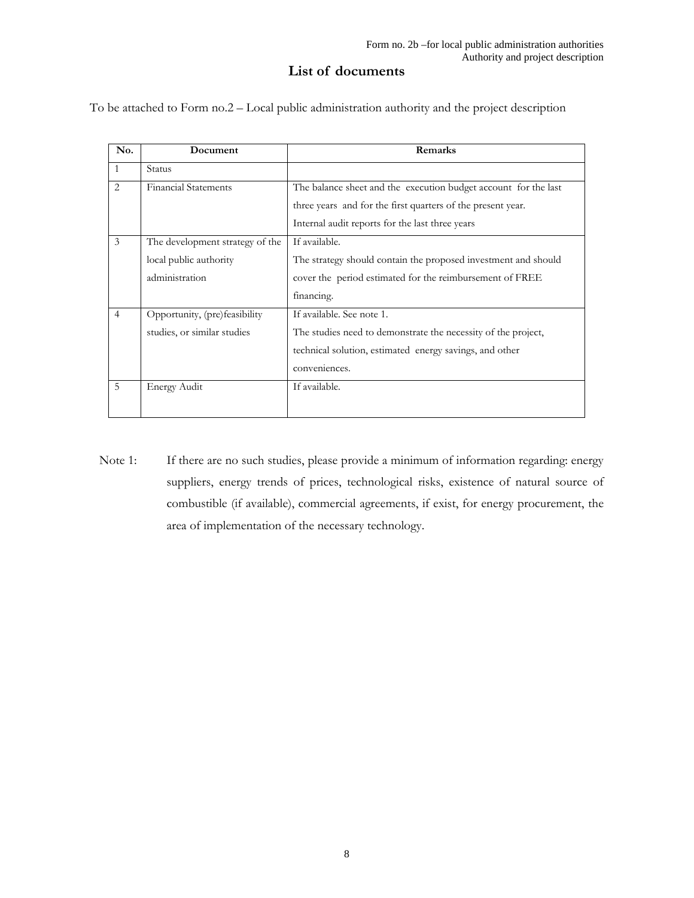# List of documents

To be attached to Form no.2 – Local public administration authority and the project description

| No. | Document | Remarks |
|---|---|---|
| 1 | Status | |
| 2 | Financial Statements | The balance sheet and the execution budget account for the last three years and for the first quarters of the present year.<br>Internal audit reports for the last three years |
| 3 | The development strategy of the local public authority administration | If available.<br>The strategy should contain the proposed investment and should cover the period estimated for the reimbursement of FREE financing. |
| 4 | Opportunity, (pre)feasibility studies, or similar studies | If available. See note 1.<br>The studies need to demonstrate the necessity of the project, technical solution, estimated energy savings, and other conveniences. |
| 5 | Energy Audit | If available. |

Note 1: If there are no such studies, please provide a minimum of information regarding: energy suppliers, energy trends of prices, technological risks, existence of natural source of combustible (if available), commercial agreements, if exist, for energy procurement, the area of implementation of the necessary technology.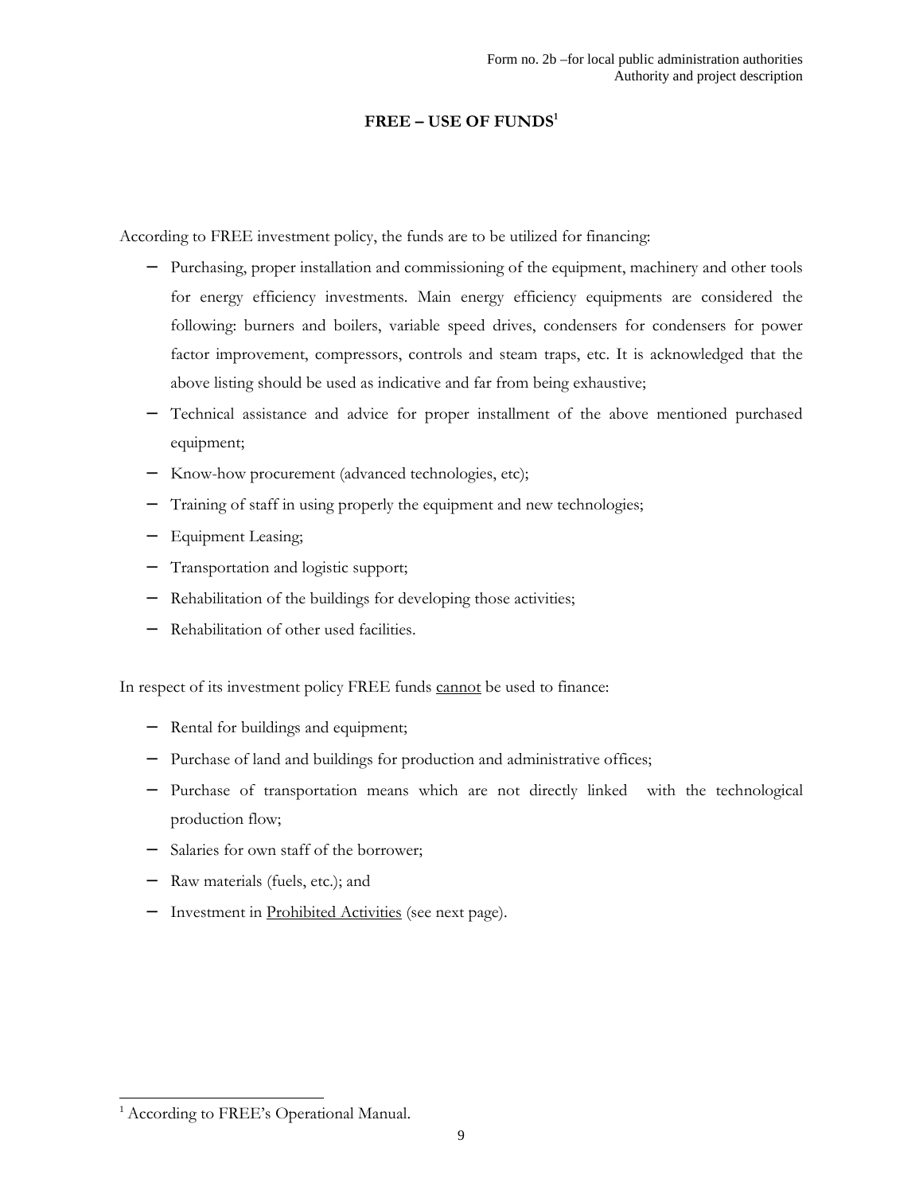# FREE – USE OF FUNDS[1]

According to FREE investment policy, the funds are to be utilized for financing:

- Purchasing, proper installation and commissioning of the equipment, machinery and other tools for energy efficiency investments. Main energy efficiency equipments are considered the following: burners and boilers, variable speed drives, condensers for condensers for power factor improvement, compressors, controls and steam traps, etc. It is acknowledged that the above listing should be used as indicative and far from being exhaustive;
- Technical assistance and advice for proper installment of the above mentioned purchased equipment;
- Know-how procurement (advanced technologies, etc);
- Training of staff in using properly the equipment and new technologies;
- Equipment Leasing;
- Transportation and logistic support;
- Rehabilitation of the buildings for developing those activities;
- Rehabilitation of other used facilities.

In respect of its investment policy FREE funds <u>cannot</u> be used to finance:

- Rental for buildings and equipment;
- Purchase of land and buildings for production and administrative offices;
- Purchase of transportation means which are not directly linked with the technological production flow;
- Salaries for own staff of the borrower;
- Raw materials (fuels, etc.); and
- Investment in <u>Prohibited Activities</u> (see next page).

[1] According to FREE's Operational Manual.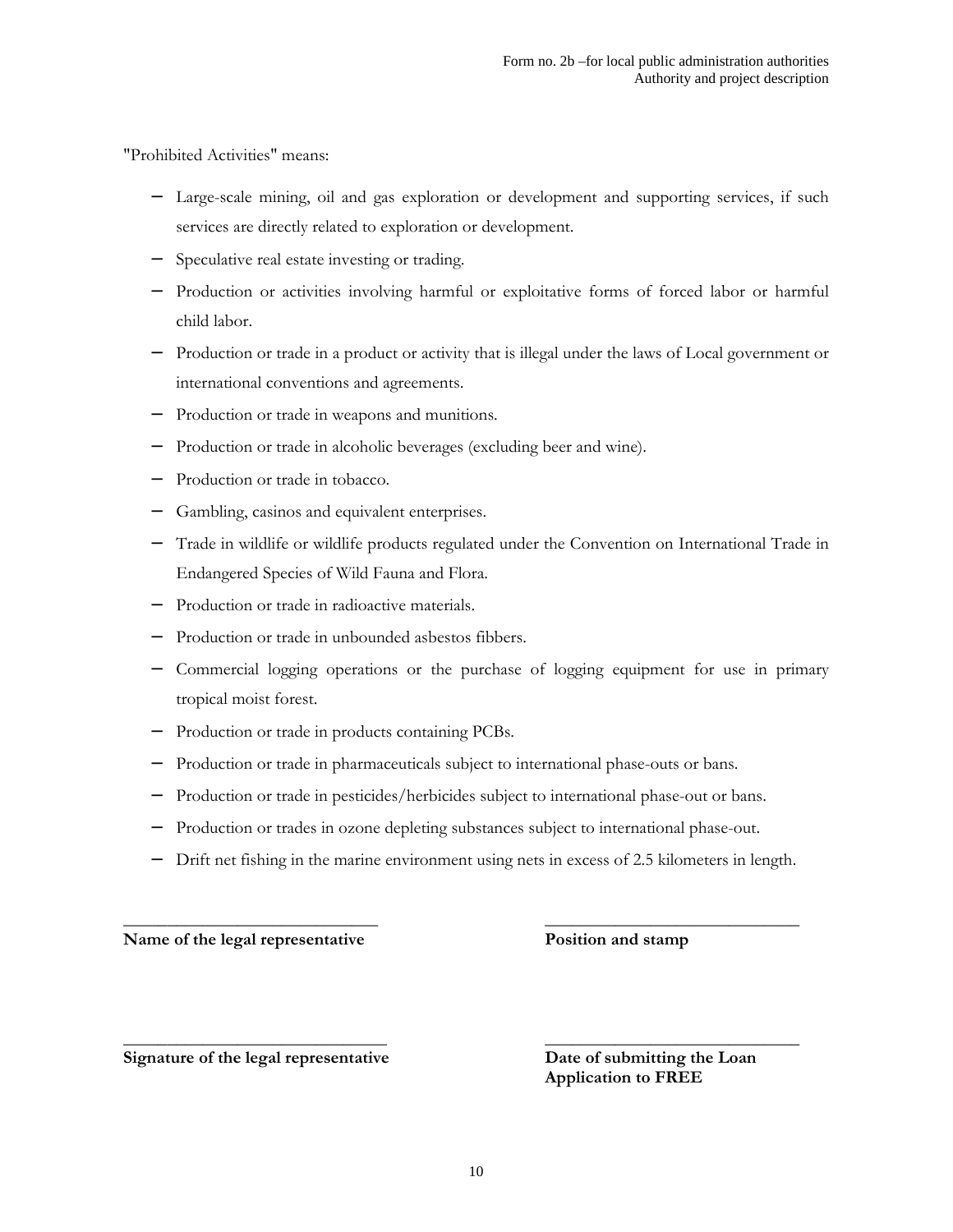"Prohibited Activities" means:

- Large-scale mining, oil and gas exploration or development and supporting services, if such services are directly related to exploration or development.
- Speculative real estate investing or trading.
- Production or activities involving harmful or exploitative forms of forced labor or harmful child labor.
- Production or trade in a product or activity that is illegal under the laws of Local government or international conventions and agreements.
- Production or trade in weapons and munitions.
- Production or trade in alcoholic beverages (excluding beer and wine).
- Production or trade in tobacco.
- Gambling, casinos and equivalent enterprises.
- Trade in wildlife or wildlife products regulated under the Convention on International Trade in Endangered Species of Wild Fauna and Flora.
- Production or trade in radioactive materials.
- Production or trade in unbounded asbestos fibbers.
- Commercial logging operations or the purchase of logging equipment for use in primary tropical moist forest.
- Production or trade in products containing PCBs.
- Production or trade in pharmaceuticals subject to international phase-outs or bans.
- Production or trade in pesticides/herbicides subject to international phase-out or bans.
- Production or trades in ozone depleting substances subject to international phase-out.
- Drift net fishing in the marine environment using nets in excess of 2.5 kilometers in length.

| | |
|---|---|
| ______________________________ | ______________________________ |
| **Name of the legal representative** | **Position and stamp** |
| ______________________________ | ______________________________ |
| **Signature of the legal representative** | **Date of submitting the Loan Application to FREE** |